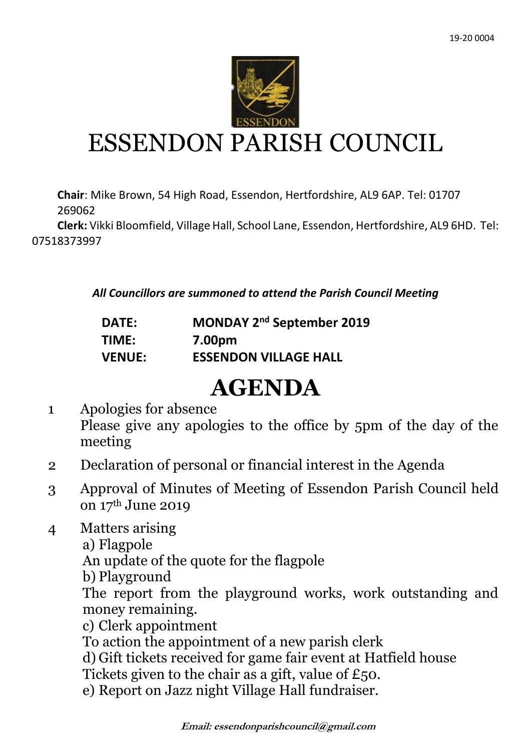19-20 0004

# ESSENDON PARISH COUNCIL

**Chair**: Mike Brown, 54 High Road, Essendon, Hertfordshire, AL9 6AP. Tel: 01707 269062

**Clerk:** Vikki Bloomfield, Village Hall, School Lane, Essendon, Hertfordshire, AL9 6HD. Tel: 07518373997

***All Councillors are summoned to attend the Parish Council Meeting***

| | |
|---|---|
| **DATE:** | **MONDAY 2nd September 2019** |
| **TIME:** | **7.00pm** |
| **VENUE:** | **ESSENDON VILLAGE HALL** |

# AGENDA

1. Apologies for absence
   Please give any apologies to the office by 5pm of the day of the meeting
2. Declaration of personal or financial interest in the Agenda
3. Approval of Minutes of Meeting of Essendon Parish Council held on 17th June 2019
4. Matters arising
   a) Flagpole
   An update of the quote for the flagpole
   b) Playground
   The report from the playground works, work outstanding and money remaining.
   c) Clerk appointment
   To action the appointment of a new parish clerk
   d) Gift tickets received for game fair event at Hatfield house
   Tickets given to the chair as a gift, value of £50.
   e) Report on Jazz night Village Hall fundraiser.

***Email: essendonparishcouncil@gmail.com***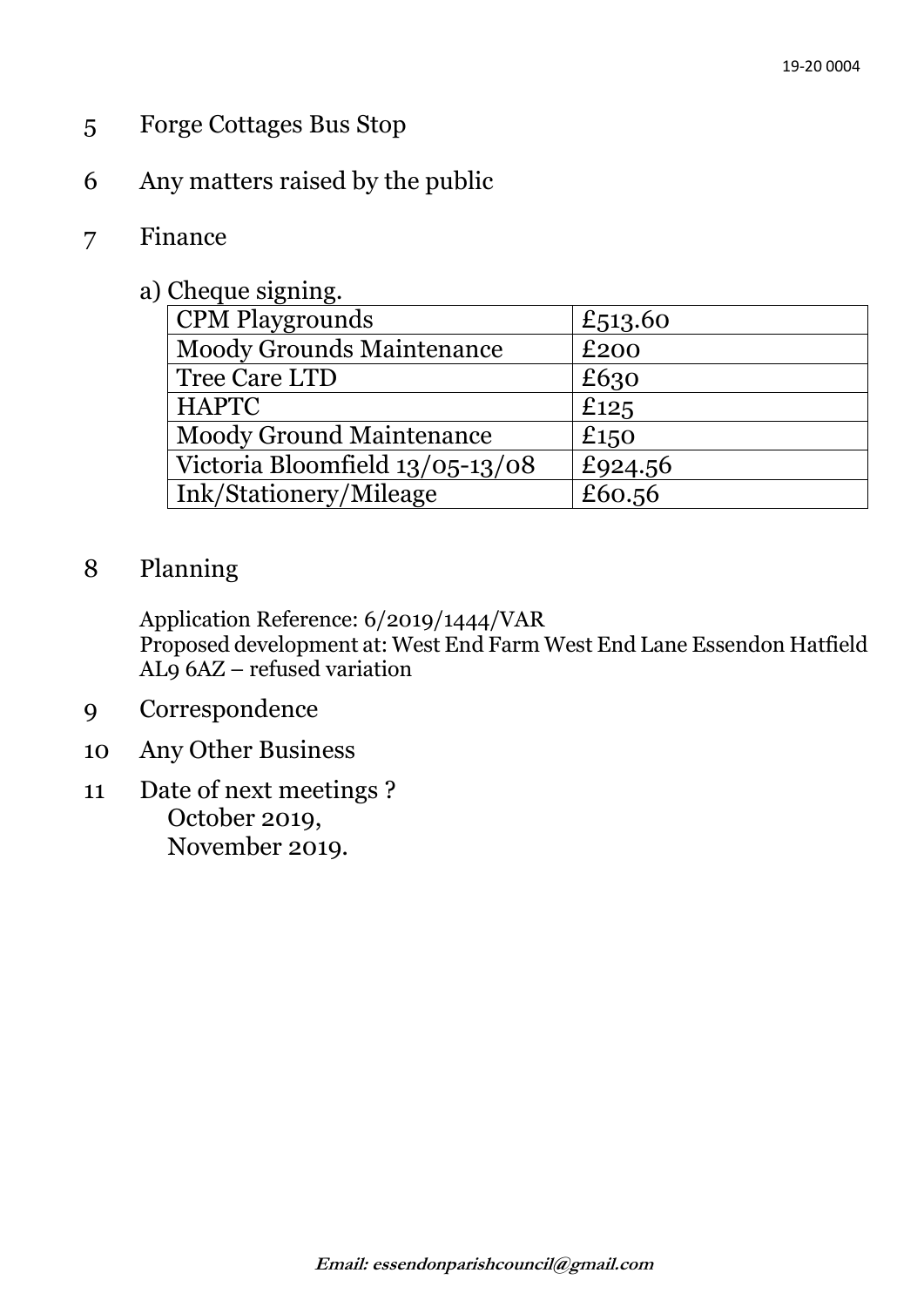5 Forge Cottages Bus Stop

6 Any matters raised by the public

7 Finance

a) Cheque signing.

| | |
|---|---|
| CPM Playgrounds | £513.60 |
| Moody Grounds Maintenance | £200 |
| Tree Care LTD | £630 |
| HAPTC | £125 |
| Moody Ground Maintenance | £150 |
| Victoria Bloomfield 13/05-13/08 | £924.56 |
| Ink/Stationery/Mileage | £60.56 |

8 Planning

Application Reference: 6/2019/1444/VAR
Proposed development at: West End Farm West End Lane Essendon Hatfield AL9 6AZ – refused variation

9 Correspondence

10 Any Other Business

11 Date of next meetings ?
October 2019,
November 2019.

**Email: essendonparishcouncil@gmail.com**